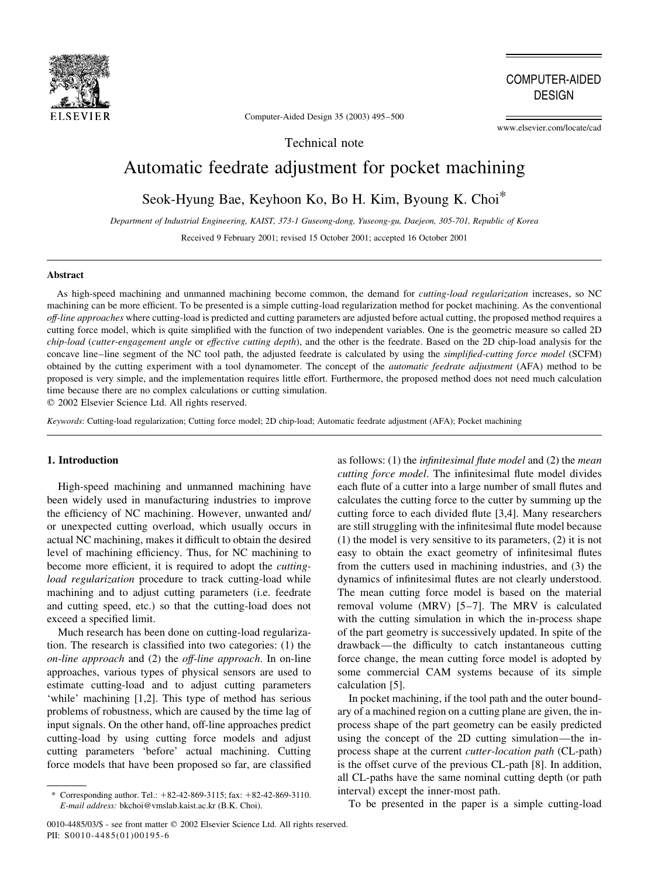Technical note

# Automatic feedrate adjustment for pocket machining

Seok-Hyung Bae, Keyhoon Ko, Bo H. Kim, Byoung K. Choi*

*Department of Industrial Engineering, KAIST, 373-1 Guseong-dong, Yuseong-gu, Daejeon, 305-701, Republic of Korea*

Received 9 February 2001; revised 15 October 2001; accepted 16 October 2001

## Abstract

As high-speed machining and unmanned machining become common, the demand for *cutting-load regularization* increases, so NC machining can be more efficient. To be presented is a simple cutting-load regularization method for pocket machining. As the conventional *off-line approaches* where cutting-load is predicted and cutting parameters are adjusted before actual cutting, the proposed method requires a cutting force model, which is quite simplified with the function of two independent variables. One is the geometric measure so called 2D *chip-load* (*cutter-engagement angle* or *effective cutting depth*), and the other is the feedrate. Based on the 2D chip-load analysis for the concave line–line segment of the NC tool path, the adjusted feedrate is calculated by using the *simplified-cutting force model* (SCFM) obtained by the cutting experiment with a tool dynamometer. The concept of the *automatic feedrate adjustment* (AFA) method to be proposed is very simple, and the implementation requires little effort. Furthermore, the proposed method does not need much calculation time because there are no complex calculations or cutting simulation.

© 2002 Elsevier Science Ltd. All rights reserved.

*Keywords*: Cutting-load regularization; Cutting force model; 2D chip-load; Automatic feedrate adjustment (AFA); Pocket machining

## 1. Introduction

High-speed machining and unmanned machining have been widely used in manufacturing industries to improve the efficiency of NC machining. However, unwanted and/or unexpected cutting overload, which usually occurs in actual NC machining, makes it difficult to obtain the desired level of machining efficiency. Thus, for NC machining to become more efficient, it is required to adopt the *cutting-load regularization* procedure to track cutting-load while machining and to adjust cutting parameters (i.e. feedrate and cutting speed, etc.) so that the cutting-load does not exceed a specified limit.

Much research has been done on cutting-load regularization. The research is classified into two categories: (1) the *on-line approach* and (2) the *off-line approach*. In on-line approaches, various types of physical sensors are used to estimate cutting-load and to adjust cutting parameters 'while' machining [1,2]. This type of method has serious problems of robustness, which are caused by the time lag of input signals. On the other hand, off-line approaches predict cutting-load by using cutting force models and adjust cutting parameters 'before' actual machining. Cutting force models that have been proposed so far, are classified as follows: (1) the *infinitesimal flute model* and (2) the *mean cutting force model*. The infinitesimal flute model divides each flute of a cutter into a large number of small flutes and calculates the cutting force to the cutter by summing up the cutting force to each divided flute [3,4]. Many researchers are still struggling with the infinitesimal flute model because (1) the model is very sensitive to its parameters, (2) it is not easy to obtain the exact geometry of infinitesimal flutes from the cutters used in machining industries, and (3) the dynamics of infinitesimal flutes are not clearly understood. The mean cutting force model is based on the material removal volume (MRV) [5–7]. The MRV is calculated with the cutting simulation in which the in-process shape of the part geometry is successively updated. In spite of the drawback—the difficulty to catch instantaneous cutting force change, the mean cutting force model is adopted by some commercial CAM systems because of its simple calculation [5].

In pocket machining, if the tool path and the outer boundary of a machined region on a cutting plane are given, the in-process shape of the part geometry can be easily predicted using the concept of the 2D cutting simulation—the in-process shape at the current *cutter-location path* (CL-path) is the offset curve of the previous CL-path [8]. In addition, all CL-paths have the same nominal cutting depth (or path interval) except the inner-most path.

To be presented in the paper is a simple cutting-load

---

* Corresponding author. Tel.: +82-42-869-3115; fax: +82-42-869-3110. *E-mail address:* bkchoi@vmslab.kaist.ac.kr (B.K. Choi).

0010-4485/03/$ - see front matter © 2002 Elsevier Science Ltd. All rights reserved.
PII: S0010-4485(01)00195-6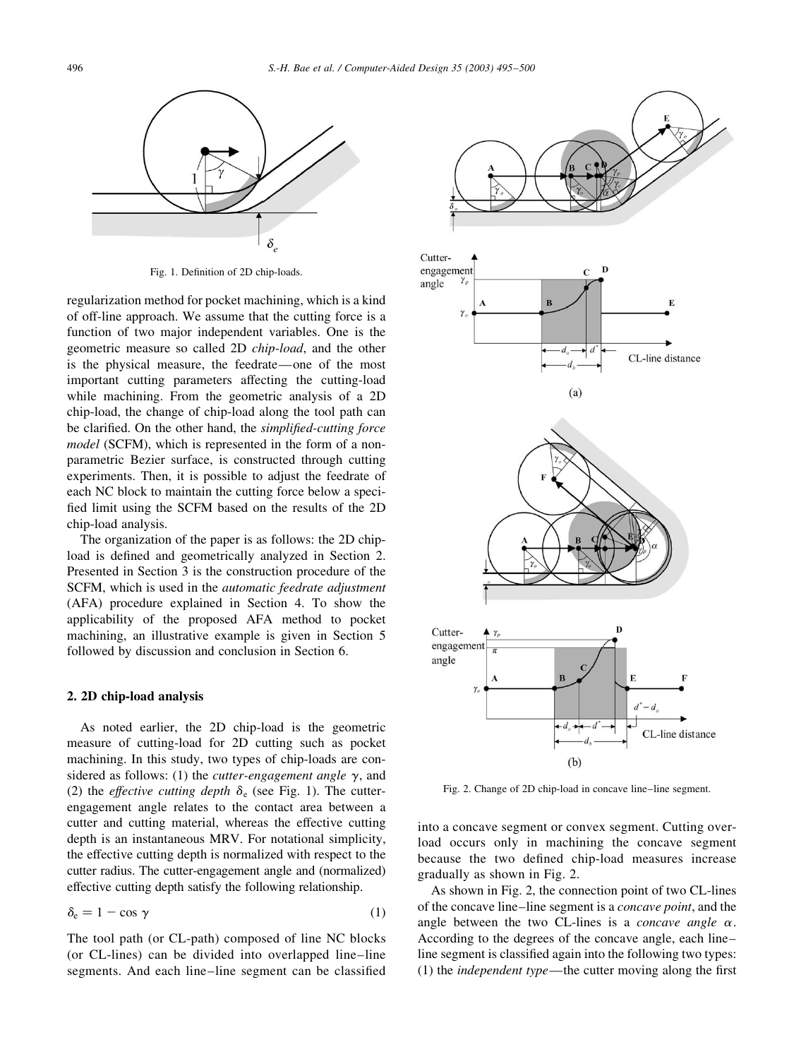Fig. 1. Definition of 2D chip-loads.

regularization method for pocket machining, which is a kind of off-line approach. We assume that the cutting force is a function of two major independent variables. One is the geometric measure so called 2D *chip-load*, and the other is the physical measure, the feedrate—one of the most important cutting parameters affecting the cutting-load while machining. From the geometric analysis of a 2D chip-load, the change of chip-load along the tool path can be clarified. On the other hand, the *simplified-cutting force model* (SCFM), which is represented in the form of a non-parametric Bezier surface, is constructed through cutting experiments. Then, it is possible to adjust the feedrate of each NC block to maintain the cutting force below a specified limit using the SCFM based on the results of the 2D chip-load analysis.

The organization of the paper is as follows: the 2D chip-load is defined and geometrically analyzed in Section 2. Presented in Section 3 is the construction procedure of the SCFM, which is used in the *automatic feedrate adjustment* (AFA) procedure explained in Section 4. To show the applicability of the proposed AFA method to pocket machining, an illustrative example is given in Section 5 followed by discussion and conclusion in Section 6.

## 2. 2D chip-load analysis

As noted earlier, the 2D chip-load is the geometric measure of cutting-load for 2D cutting such as pocket machining. In this study, two types of chip-loads are considered as follows: (1) the *cutter-engagement angle* $\gamma$, and (2) the *effective cutting depth* $\delta_e$ (see Fig. 1). The cutter-engagement angle relates to the contact area between a cutter and cutting material, whereas the effective cutting depth is an instantaneous MRV. For notational simplicity, the effective cutting depth is normalized with respect to the cutter radius. The cutter-engagement angle and (normalized) effective cutting depth satisfy the following relationship.

$$\delta_e = 1 - \cos \gamma \tag{1}$$

The tool path (or CL-path) composed of line NC blocks (or CL-lines) can be divided into overlapped line–line segments. And each line–line segment can be classified into a concave segment or convex segment. Cutting overload occurs only in machining the concave segment because the two defined chip-load measures increase gradually as shown in Fig. 2.

Fig. 2. Change of 2D chip-load in concave line–line segment.

As shown in Fig. 2, the connection point of two CL-lines of the concave line–line segment is a *concave point*, and the angle between the two CL-lines is a *concave angle* $\alpha$. According to the degrees of the concave angle, each line–line segment is classified again into the following two types: (1) the *independent type*—the cutter moving along the first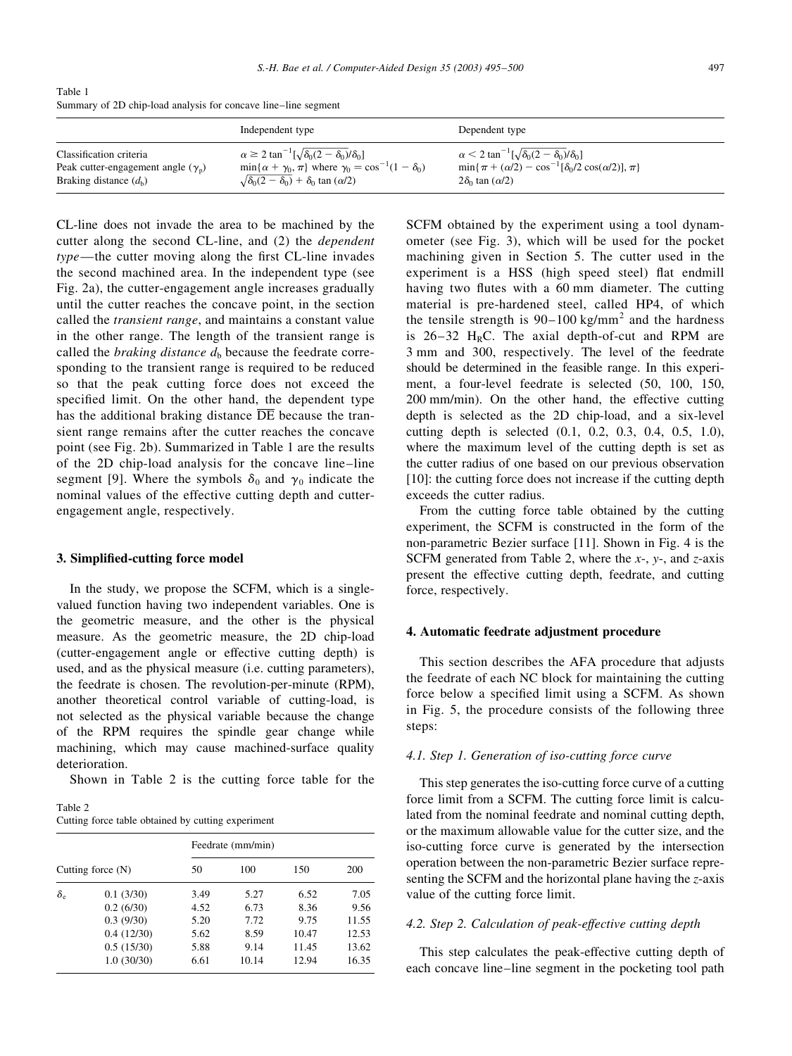Table 1
Summary of 2D chip-load analysis for concave line–line segment

| | Independent type | Dependent type |
|---|---|---|
| Classification criteria | $\alpha \geq 2\tan^{-1}[\sqrt{\delta_0(2-\delta_0)}/\delta_0]$ | $\alpha < 2\tan^{-1}[\sqrt{\delta_0(2-\delta_0)}/\delta_0]$ |
| Peak cutter-engagement angle ($\gamma_p$) | $\min\{\alpha+\gamma_0, \pi\}$ where $\gamma_0 = \cos^{-1}(1-\delta_0)$ | $\min\{\pi + (\alpha/2) - \cos^{-1}[\delta_0/2\cos(\alpha/2)], \pi\}$ |
| Braking distance ($d_b$) | $\sqrt{\delta_0(2-\delta_0)} + \delta_0 \tan(\alpha/2)$ | $2\delta_0 \tan(\alpha/2)$ |

CL-line does not invade the area to be machined by the cutter along the second CL-line, and (2) the *dependent type*—the cutter moving along the first CL-line invades the second machined area. In the independent type (see Fig. 2a), the cutter-engagement angle increases gradually until the cutter reaches the concave point, in the section called the *transient range*, and maintains a constant value in the other range. The length of the transient range is called the *braking distance* $d_b$ because the feedrate corresponding to the transient range is required to be reduced so that the peak cutting force does not exceed the specified limit. On the other hand, the dependent type has the additional braking distance $\overline{DE}$ because the transient range remains after the cutter reaches the concave point (see Fig. 2b). Summarized in Table 1 are the results of the 2D chip-load analysis for the concave line–line segment [9]. Where the symbols $\delta_0$ and $\gamma_0$ indicate the nominal values of the effective cutting depth and cutter-engagement angle, respectively.

## 3. Simplified-cutting force model

In the study, we propose the SCFM, which is a single-valued function having two independent variables. One is the geometric measure, and the other is the physical measure. As the geometric measure, the 2D chip-load (cutter-engagement angle or effective cutting depth) is used, and as the physical measure (i.e. cutting parameters), the feedrate is chosen. The revolution-per-minute (RPM), another theoretical control variable of cutting-load, is not selected as the physical variable because the change of the RPM requires the spindle gear change while machining, which may cause machined-surface quality deterioration.

Shown in Table 2 is the cutting force table for the SCFM obtained by the experiment using a tool dynamometer (see Fig. 3), which will be used for the pocket machining given in Section 5. The cutter used in the experiment is a HSS (high speed steel) flat endmill having two flutes with a 60 mm diameter. The cutting material is pre-hardened steel, called HP4, of which the tensile strength is 90–100 kg/mm$^2$ and the hardness is 26–32 $H_R$C. The axial depth-of-cut and RPM are 3 mm and 300, respectively. The level of the feedrate should be determined in the feasible range. In this experiment, a four-level feedrate is selected (50, 100, 150, 200 mm/min). On the other hand, the effective cutting depth is selected as the 2D chip-load, and a six-level cutting depth is selected (0.1, 0.2, 0.3, 0.4, 0.5, 1.0), where the maximum level of the cutting depth is set as the cutter radius of one based on our previous observation [10]: the cutting force does not increase if the cutting depth exceeds the cutter radius.

Table 2
Cutting force table obtained by cutting experiment

| Cutting force (N) | | Feedrate (mm/min) | | | |
|---|---|---|---|---|---|
| | | 50 | 100 | 150 | 200 |
| $\delta_e$ | 0.1 (3/30) | 3.49 | 5.27 | 6.52 | 7.05 |
| | 0.2 (6/30) | 4.52 | 6.73 | 8.36 | 9.56 |
| | 0.3 (9/30) | 5.20 | 7.72 | 9.75 | 11.55 |
| | 0.4 (12/30) | 5.62 | 8.59 | 10.47 | 12.53 |
| | 0.5 (15/30) | 5.88 | 9.14 | 11.45 | 13.62 |
| | 1.0 (30/30) | 6.61 | 10.14 | 12.94 | 16.35 |

From the cutting force table obtained by the cutting experiment, the SCFM is constructed in the form of the non-parametric Bezier surface [11]. Shown in Fig. 4 is the SCFM generated from Table 2, where the $x$-, $y$-, and $z$-axis present the effective cutting depth, feedrate, and cutting force, respectively.

## 4. Automatic feedrate adjustment procedure

This section describes the AFA procedure that adjusts the feedrate of each NC block for maintaining the cutting force below a specified limit using a SCFM. As shown in Fig. 5, the procedure consists of the following three steps:

### 4.1. Step 1. Generation of iso-cutting force curve

This step generates the iso-cutting force curve of a cutting force limit from a SCFM. The cutting force limit is calculated from the nominal feedrate and nominal cutting depth, or the maximum allowable value for the cutter size, and the iso-cutting force curve is generated by the intersection operation between the non-parametric Bezier surface representing the SCFM and the horizontal plane having the $z$-axis value of the cutting force limit.

### 4.2. Step 2. Calculation of peak-effective cutting depth

This step calculates the peak-effective cutting depth of each concave line–line segment in the pocketing tool path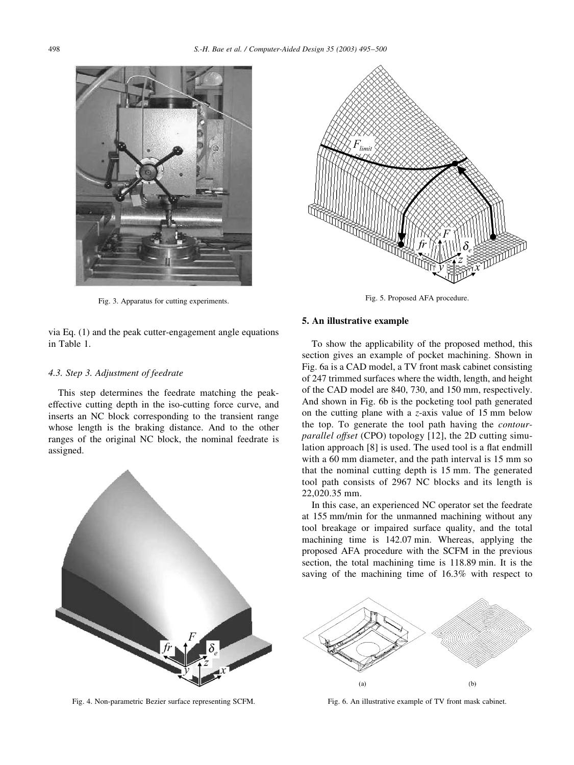Fig. 3. Apparatus for cutting experiments.

via Eq. (1) and the peak cutter-engagement angle equations in Table 1.

### 4.3. Step 3. Adjustment of feedrate

This step determines the feedrate matching the peak-effective cutting depth in the iso-cutting force curve, and inserts an NC block corresponding to the transient range whose length is the braking distance. And to the other ranges of the original NC block, the nominal feedrate is assigned.

Fig. 4. Non-parametric Bezier surface representing SCFM.

Fig. 5. Proposed AFA procedure.

## 5. An illustrative example

To show the applicability of the proposed method, this section gives an example of pocket machining. Shown in Fig. 6a is a CAD model, a TV front mask cabinet consisting of 247 trimmed surfaces where the width, length, and height of the CAD model are 840, 730, and 150 mm, respectively. And shown in Fig. 6b is the pocketing tool path generated on the cutting plane with a $z$-axis value of 15 mm below the top. To generate the tool path having the *contour-parallel offset* (CPO) topology [12], the 2D cutting simulation approach [8] is used. The used tool is a flat endmill with a 60 mm diameter, and the path interval is 15 mm so that the nominal cutting depth is 15 mm. The generated tool path consists of 2967 NC blocks and its length is 22,020.35 mm.

In this case, an experienced NC operator set the feedrate at 155 mm/min for the unmanned machining without any tool breakage or impaired surface quality, and the total machining time is 142.07 min. Whereas, applying the proposed AFA procedure with the SCFM in the previous section, the total machining time is 118.89 min. It is the saving of the machining time of 16.3% with respect to

Fig. 6. An illustrative example of TV front mask cabinet.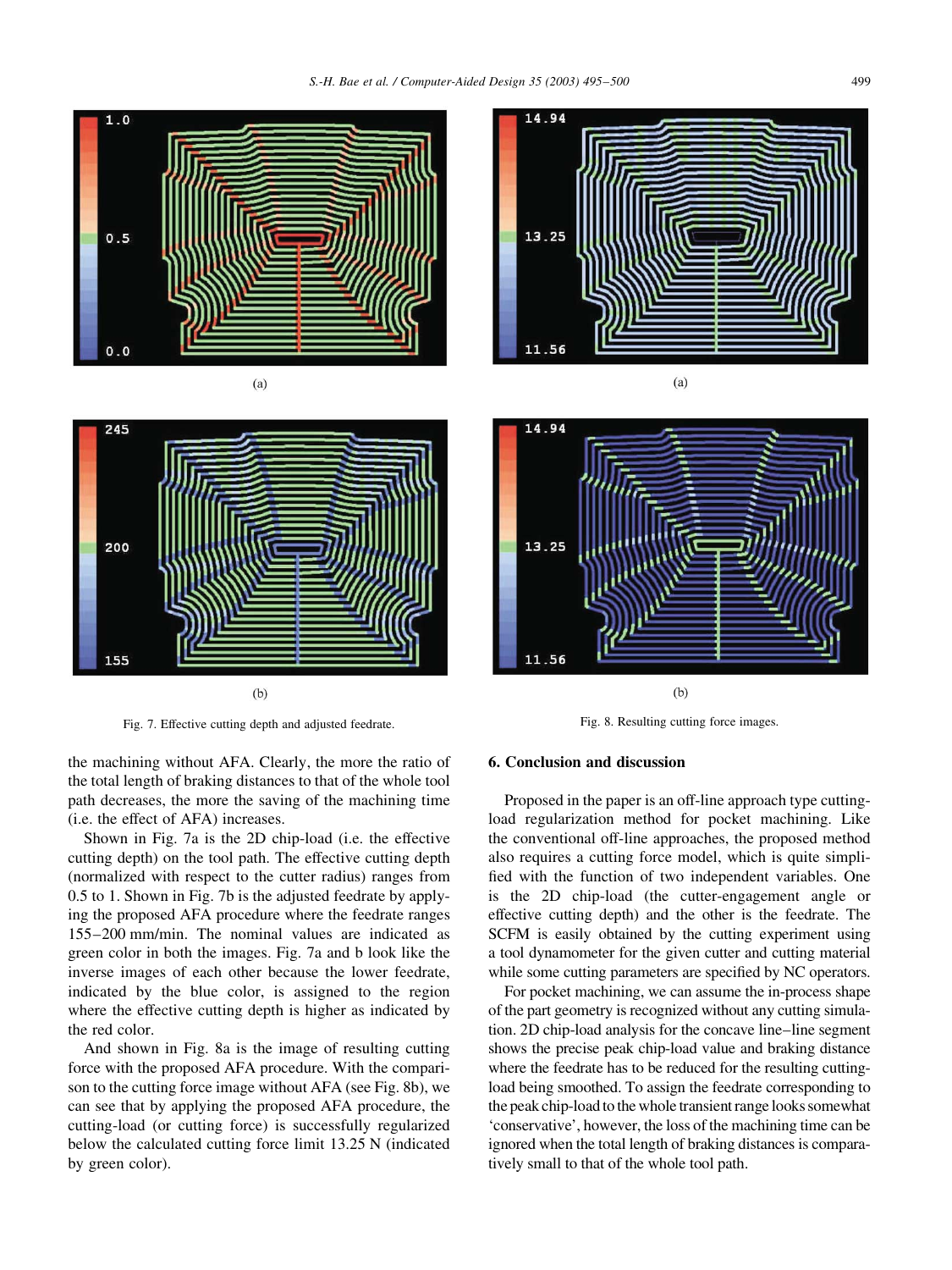(a)

(b)

Fig. 7. Effective cutting depth and adjusted feedrate.

(a)

(b)

Fig. 8. Resulting cutting force images.

the machining without AFA. Clearly, the more the ratio of the total length of braking distances to that of the whole tool path decreases, the more the saving of the machining time (i.e. the effect of AFA) increases.

Shown in Fig. 7a is the 2D chip-load (i.e. the effective cutting depth) on the tool path. The effective cutting depth (normalized with respect to the cutter radius) ranges from 0.5 to 1. Shown in Fig. 7b is the adjusted feedrate by applying the proposed AFA procedure where the feedrate ranges 155–200 mm/min. The nominal values are indicated as green color in both the images. Fig. 7a and b look like the inverse images of each other because the lower feedrate, indicated by the blue color, is assigned to the region where the effective cutting depth is higher as indicated by the red color.

And shown in Fig. 8a is the image of resulting cutting force with the proposed AFA procedure. With the comparison to the cutting force image without AFA (see Fig. 8b), we can see that by applying the proposed AFA procedure, the cutting-load (or cutting force) is successfully regularized below the calculated cutting force limit 13.25 N (indicated by green color).

## 6. Conclusion and discussion

Proposed in the paper is an off-line approach type cutting-load regularization method for pocket machining. Like the conventional off-line approaches, the proposed method also requires a cutting force model, which is quite simplified with the function of two independent variables. One is the 2D chip-load (the cutter-engagement angle or effective cutting depth) and the other is the feedrate. The SCFM is easily obtained by the cutting experiment using a tool dynamometer for the given cutter and cutting material while some cutting parameters are specified by NC operators.

For pocket machining, we can assume the in-process shape of the part geometry is recognized without any cutting simulation. 2D chip-load analysis for the concave line–line segment shows the precise peak chip-load value and braking distance where the feedrate has to be reduced for the resulting cutting-load being smoothed. To assign the feedrate corresponding to the peak chip-load to the whole transient range looks somewhat 'conservative', however, the loss of the machining time can be ignored when the total length of braking distances is comparatively small to that of the whole tool path.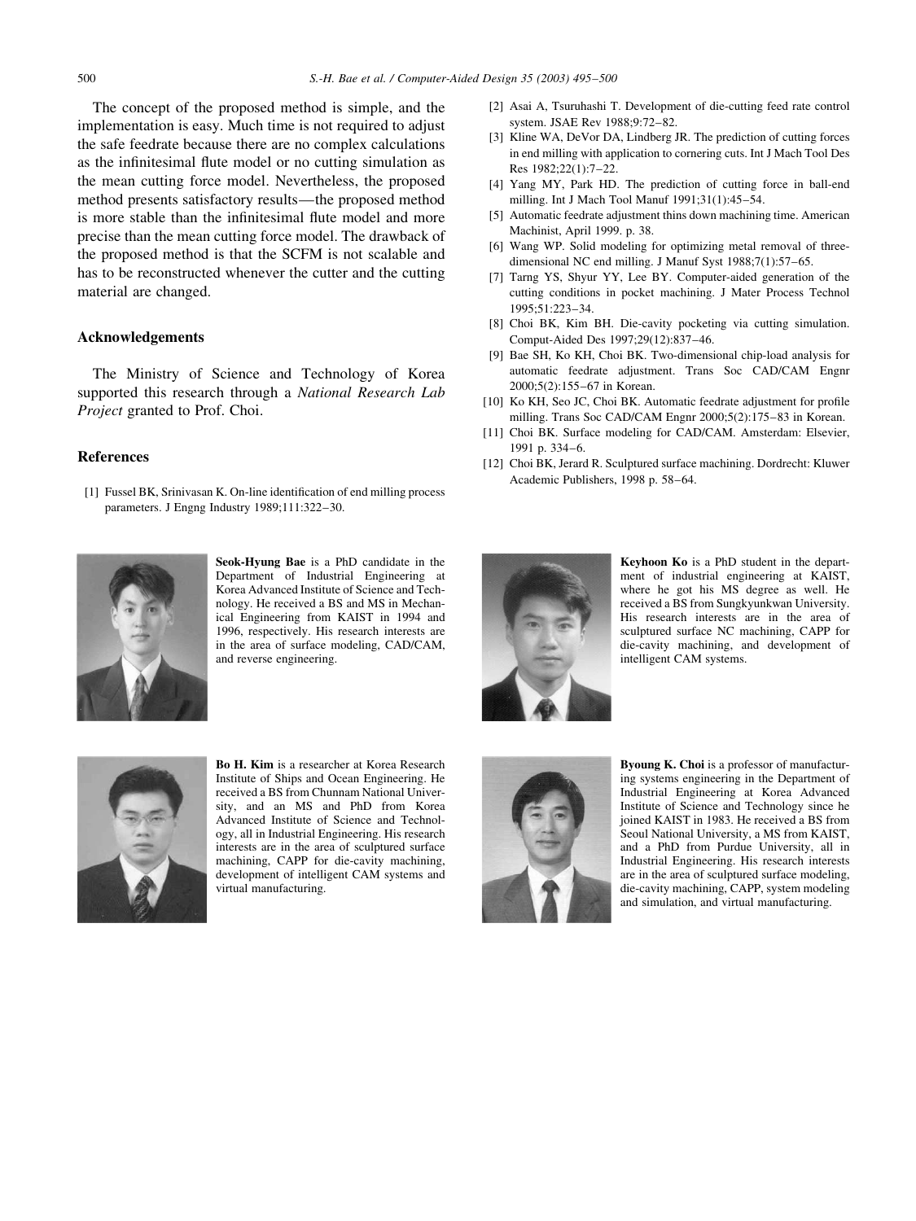The concept of the proposed method is simple, and the implementation is easy. Much time is not required to adjust the safe feedrate because there are no complex calculations as the infinitesimal flute model or no cutting simulation as the mean cutting force model. Nevertheless, the proposed method presents satisfactory results—the proposed method is more stable than the infinitesimal flute model and more precise than the mean cutting force model. The drawback of the proposed method is that the SCFM is not scalable and has to be reconstructed whenever the cutter and the cutting material are changed.

## Acknowledgements

The Ministry of Science and Technology of Korea supported this research through a *National Research Lab Project* granted to Prof. Choi.

## References

[1] Fussel BK, Srinivasan K. On-line identification of end milling process parameters. J Engng Industry 1989;111:322–30.

[2] Asai A, Tsuruhashi T. Development of die-cutting feed rate control system. JSAE Rev 1988;9:72–82.

[3] Kline WA, DeVor DA, Lindberg JR. The prediction of cutting forces in end milling with application to cornering cuts. Int J Mach Tool Des Res 1982;22(1):7–22.

[4] Yang MY, Park HD. The prediction of cutting force in ball-end milling. Int J Mach Tool Manuf 1991;31(1):45–54.

[5] Automatic feedrate adjustment thins down machining time. American Machinist, April 1999. p. 38.

[6] Wang WP. Solid modeling for optimizing metal removal of three-dimensional NC end milling. J Manuf Syst 1988;7(1):57–65.

[7] Tarng YS, Shyur YY, Lee BY. Computer-aided generation of the cutting conditions in pocket machining. J Mater Process Technol 1995;51:223–34.

[8] Choi BK, Kim BH. Die-cavity pocketing via cutting simulation. Comput-Aided Des 1997;29(12):837–46.

[9] Bae SH, Ko KH, Choi BK. Two-dimensional chip-load analysis for automatic feedrate adjustment. Trans Soc CAD/CAM Engnr 2000;5(2):155–67 in Korean.

[10] Ko KH, Seo JC, Choi BK. Automatic feedrate adjustment for profile milling. Trans Soc CAD/CAM Engnr 2000;5(2):175–83 in Korean.

[11] Choi BK. Surface modeling for CAD/CAM. Amsterdam: Elsevier, 1991 p. 334–6.

[12] Choi BK, Jerard R. Sculptured surface machining. Dordrecht: Kluwer Academic Publishers, 1998 p. 58–64.

**Seok-Hyung Bae** is a PhD candidate in the Department of Industrial Engineering at Korea Advanced Institute of Science and Technology. He received a BS and MS in Mechanical Engineering from KAIST in 1994 and 1996, respectively. His research interests are in the area of surface modeling, CAD/CAM, and reverse engineering.

**Keyhoon Ko** is a PhD student in the department of industrial engineering at KAIST, where he got his MS degree as well. He received a BS from Sungkyunkwan University. His research interests are in the area of sculptured surface NC machining, CAPP for die-cavity machining, and development of intelligent CAM systems.

**Bo H. Kim** is a researcher at Korea Research Institute of Ships and Ocean Engineering. He received a BS from Chunnam National University, and an MS and PhD from Korea Advanced Institute of Science and Technology, all in Industrial Engineering. His research interests are in the area of sculptured surface machining, CAPP for die-cavity machining, development of intelligent CAM systems and virtual manufacturing.

**Byoung K. Choi** is a professor of manufacturing systems engineering in the Department of Industrial Engineering at Korea Advanced Institute of Science and Technology since he joined KAIST in 1983. He received a BS from Seoul National University, a MS from KAIST, and a PhD from Purdue University, all in Industrial Engineering. His research interests are in the area of sculptured surface modeling, die-cavity machining, CAPP, system modeling and simulation, and virtual manufacturing.